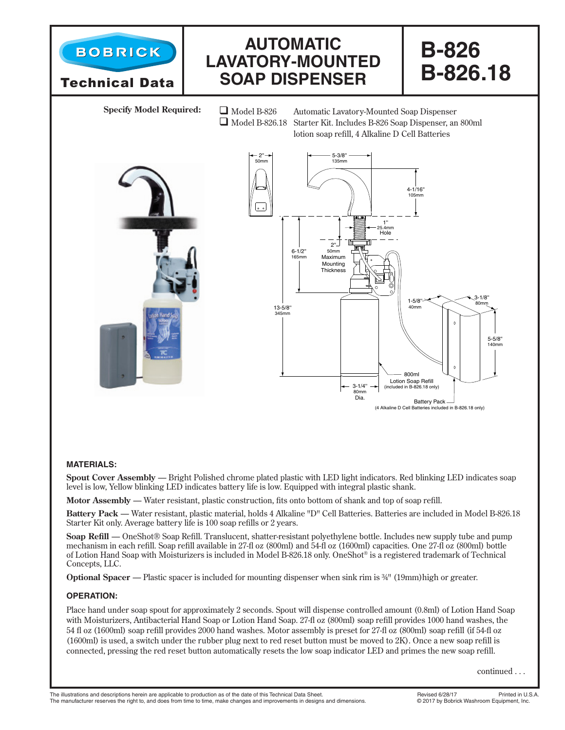# AUTOMATIC LAVATORY-MOUNTED SOAP DISPENSER

**BOBRICK**

**Technical Data**

# B-826 B-826.18

**Specify Model Required:**

- ❑ Model B-826 — Automatic Lavatory-Mounted Soap Dispenser
- ❑ Model B-826.18 — Starter Kit. Includes B-826 Soap Dispenser, an 800ml lotion soap refill, 4 Alkaline D Cell Batteries

2" 50mm | 5-3/8" 135mm | 4-1/16" 105mm | 1" 25.4mm Hole | 2" 50mm Maximum Mounting Thickness | 6-1/2" 165mm | 13-5/8" 345mm | 1-5/8" 40mm | 3-1/8" 80mm | 5-5/8" 140mm | 800ml Lotion Soap Refill (included in B-826.18 only) | 3-1/4" 80mm Dia. | Battery Pack (4 Alkaline D Cell Batteries included in B-826.18 only)

### MATERIALS:

**Spout Cover Assembly —** Bright Polished chrome plated plastic with LED light indicators. Red blinking LED indicates soap level is low, Yellow blinking LED indicates battery life is low. Equipped with integral plastic shank.

**Motor Assembly —** Water resistant, plastic construction, fits onto bottom of shank and top of soap refill.

**Battery Pack —** Water resistant, plastic material, holds 4 Alkaline "D" Cell Batteries. Batteries are included in Model B-826.18 Starter Kit only. Average battery life is 100 soap refills or 2 years.

**Soap Refill —** OneShot® Soap Refill. Translucent, shatter-resistant polyethylene bottle. Includes new supply tube and pump mechanism in each refill. Soap refill available in 27-fl oz (800ml) and 54-fl oz (1600ml) capacities. One 27-fl oz (800ml) bottle of Lotion Hand Soap with Moisturizers is included in Model B-826.18 only. OneShot® is a registered trademark of Technical Concepts, LLC.

**Optional Spacer —** Plastic spacer is included for mounting dispenser when sink rim is ¾" (19mm)high or greater.

### OPERATION:

Place hand under soap spout for approximately 2 seconds. Spout will dispense controlled amount (0.8ml) of Lotion Hand Soap with Moisturizers, Antibacterial Hand Soap or Lotion Hand Soap. 27-fl oz (800ml) soap refill provides 1000 hand washes, the 54 fl oz (1600ml) soap refill provides 2000 hand washes. Motor assembly is preset for 27-fl oz (800ml) soap refill (if 54-fl oz (1600ml) is used, a switch under the rubber plug next to red reset button must be moved to 2K). Once a new soap refill is connected, pressing the red reset button automatically resets the low soap indicator LED and primes the new soap refill.

continued . . .

The illustrations and descriptions herein are applicable to production as of the date of this Technical Data Sheet.
The manufacturer reserves the right to, and does from time to time, make changes and improvements in designs and dimensions.

Revised 6/28/17 — Printed in U.S.A.
© 2017 by Bobrick Washroom Equipment, Inc.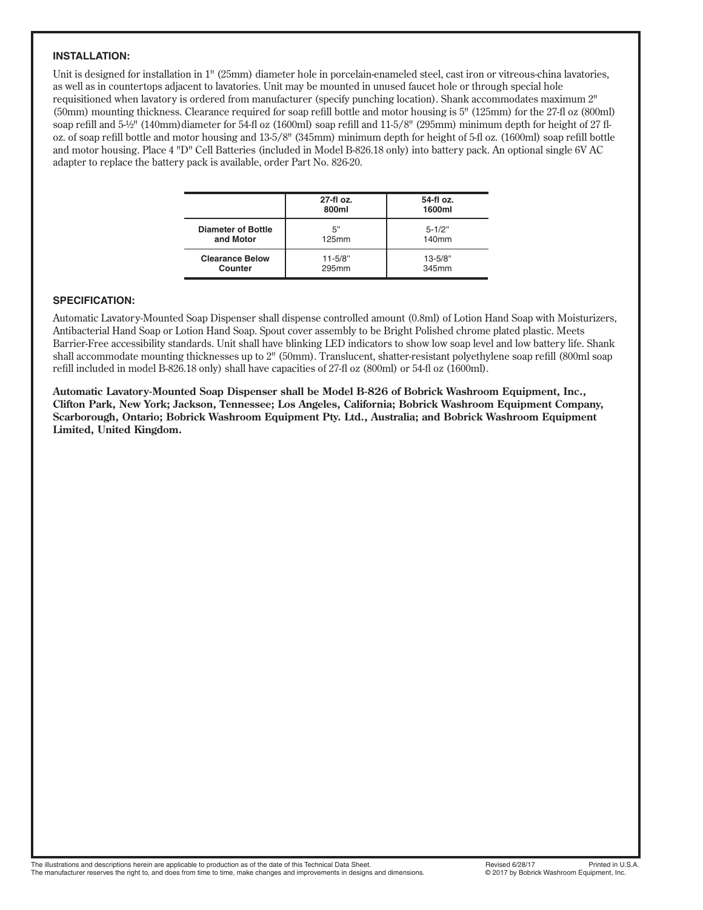### INSTALLATION:

Unit is designed for installation in 1" (25mm) diameter hole in porcelain-enameled steel, cast iron or vitreous-china lavatories, as well as in countertops adjacent to lavatories. Unit may be mounted in unused faucet hole or through special hole requisitioned when lavatory is ordered from manufacturer (specify punching location). Shank accommodates maximum 2" (50mm) mounting thickness. Clearance required for soap refill bottle and motor housing is 5" (125mm) for the 27-fl oz (800ml) soap refill and 5-½" (140mm)diameter for 54-fl oz (1600ml) soap refill and 11-5/8" (295mm) minimum depth for height of 27 fl-oz. of soap refill bottle and motor housing and 13-5/8" (345mm) minimum depth for height of 5-fl oz. (1600ml) soap refill bottle and motor housing. Place 4 "D" Cell Batteries (included in Model B-826.18 only) into battery pack. An optional single 6V AC adapter to replace the battery pack is available, order Part No. 826-20.

| | 27-fl oz. 800ml | 54-fl oz. 1600ml |
|---|---|---|
| **Diameter of Bottle and Motor** | 5" 125mm | 5-1/2" 140mm |
| **Clearance Below Counter** | 11-5/8" 295mm | 13-5/8" 345mm |

### SPECIFICATION:

Automatic Lavatory-Mounted Soap Dispenser shall dispense controlled amount (0.8ml) of Lotion Hand Soap with Moisturizers, Antibacterial Hand Soap or Lotion Hand Soap. Spout cover assembly to be Bright Polished chrome plated plastic. Meets Barrier-Free accessibility standards. Unit shall have blinking LED indicators to show low soap level and low battery life. Shank shall accommodate mounting thicknesses up to 2" (50mm). Translucent, shatter-resistant polyethylene soap refill (800ml soap refill included in model B-826.18 only) shall have capacities of 27-fl oz (800ml) or 54-fl oz (1600ml).

**Automatic Lavatory-Mounted Soap Dispenser shall be Model B-826 of Bobrick Washroom Equipment, Inc., Clifton Park, New York; Jackson, Tennessee; Los Angeles, California; Bobrick Washroom Equipment Company, Scarborough, Ontario; Bobrick Washroom Equipment Pty. Ltd., Australia; and Bobrick Washroom Equipment Limited, United Kingdom.**

The illustrations and descriptions herein are applicable to production as of the date of this Technical Data Sheet.
The manufacturer reserves the right to, and does from time to time, make changes and improvements in designs and dimensions.

Revised 6/28/17 Printed in U.S.A.
© 2017 by Bobrick Washroom Equipment, Inc.